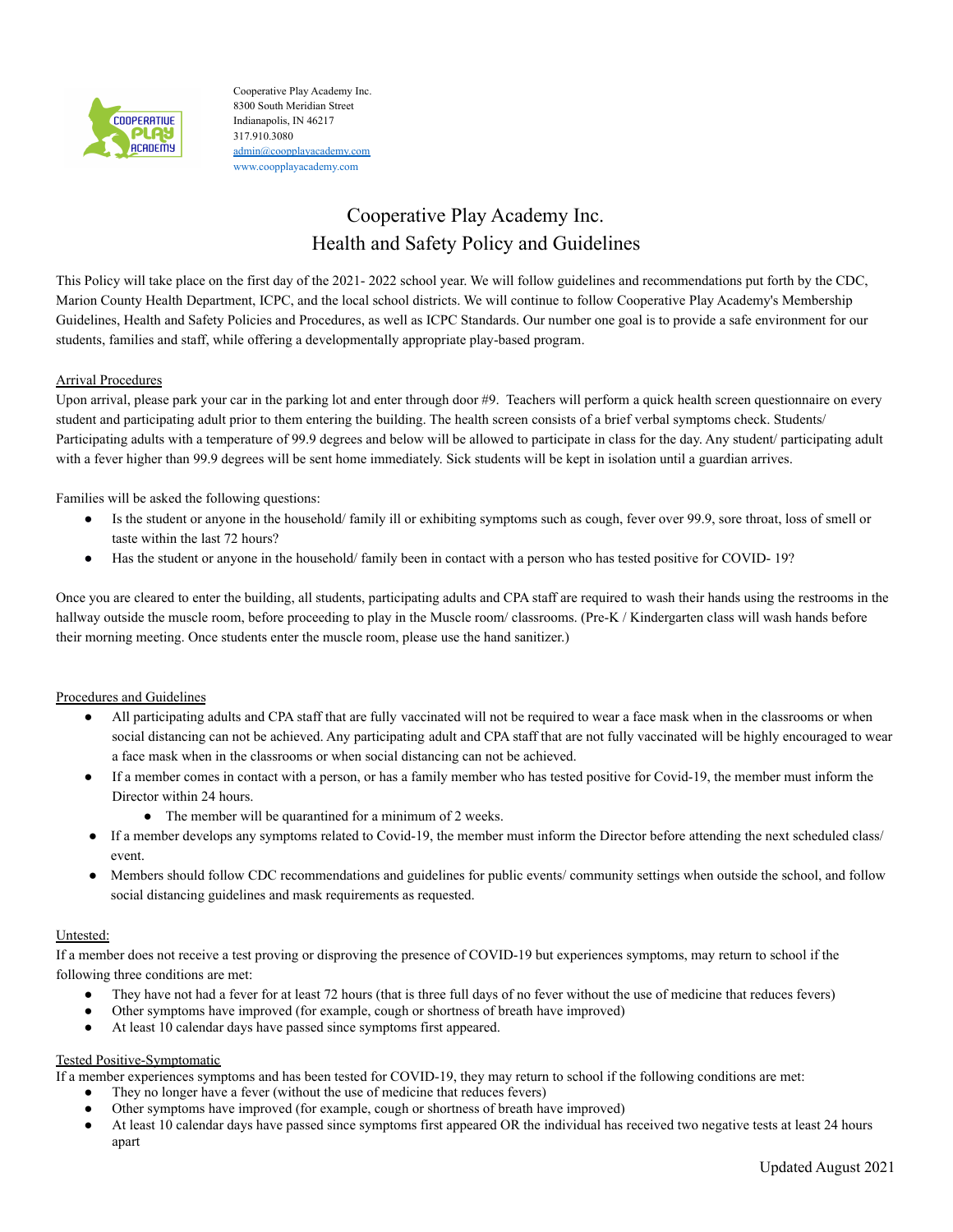Cooperative Play Academy Inc.
8300 South Meridian Street
Indianapolis, IN 46217
317.910.3080
admin@coopplayacademy.com
www.coopplayacademy.com

# Cooperative Play Academy Inc.
# Health and Safety Policy and Guidelines

This Policy will take place on the first day of the 2021- 2022 school year. We will follow guidelines and recommendations put forth by the CDC, Marion County Health Department, ICPC, and the local school districts. We will continue to follow Cooperative Play Academy's Membership Guidelines, Health and Safety Policies and Procedures, as well as ICPC Standards. Our number one goal is to provide a safe environment for our students, families and staff, while offering a developmentally appropriate play-based program.

## Arrival Procedures

Upon arrival, please park your car in the parking lot and enter through door #9. Teachers will perform a quick health screen questionnaire on every student and participating adult prior to them entering the building. The health screen consists of a brief verbal symptoms check. Students/ Participating adults with a temperature of 99.9 degrees and below will be allowed to participate in class for the day. Any student/ participating adult with a fever higher than 99.9 degrees will be sent home immediately. Sick students will be kept in isolation until a guardian arrives.

Families will be asked the following questions:

- Is the student or anyone in the household/ family ill or exhibiting symptoms such as cough, fever over 99.9, sore throat, loss of smell or taste within the last 72 hours?
- Has the student or anyone in the household/ family been in contact with a person who has tested positive for COVID- 19?

Once you are cleared to enter the building, all students, participating adults and CPA staff are required to wash their hands using the restrooms in the hallway outside the muscle room, before proceeding to play in the Muscle room/ classrooms. (Pre-K / Kindergarten class will wash hands before their morning meeting. Once students enter the muscle room, please use the hand sanitizer.)

## Procedures and Guidelines

- All participating adults and CPA staff that are fully vaccinated will not be required to wear a face mask when in the classrooms or when social distancing can not be achieved. Any participating adult and CPA staff that are not fully vaccinated will be highly encouraged to wear a face mask when in the classrooms or when social distancing can not be achieved.
- If a member comes in contact with a person, or has a family member who has tested positive for Covid-19, the member must inform the Director within 24 hours.
    - The member will be quarantined for a minimum of 2 weeks.
- If a member develops any symptoms related to Covid-19, the member must inform the Director before attending the next scheduled class/ event.
- Members should follow CDC recommendations and guidelines for public events/ community settings when outside the school, and follow social distancing guidelines and mask requirements as requested.

## Untested:

If a member does not receive a test proving or disproving the presence of COVID-19 but experiences symptoms, may return to school if the following three conditions are met:

- They have not had a fever for at least 72 hours (that is three full days of no fever without the use of medicine that reduces fevers)
- Other symptoms have improved (for example, cough or shortness of breath have improved)
- At least 10 calendar days have passed since symptoms first appeared.

## Tested Positive-Symptomatic

If a member experiences symptoms and has been tested for COVID-19, they may return to school if the following conditions are met:

- They no longer have a fever (without the use of medicine that reduces fevers)
- Other symptoms have improved (for example, cough or shortness of breath have improved)
- At least 10 calendar days have passed since symptoms first appeared OR the individual has received two negative tests at least 24 hours apart

Updated August 2021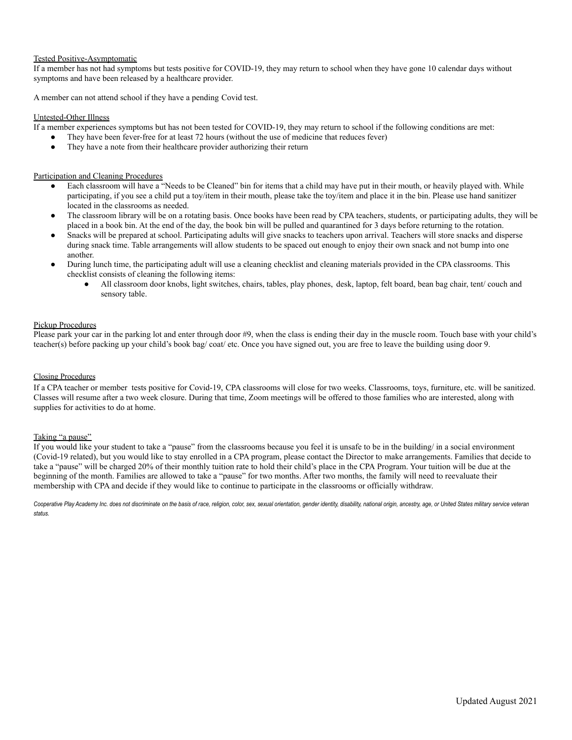Tested Positive-Asymptomatic

If a member has not had symptoms but tests positive for COVID-19, they may return to school when they have gone 10 calendar days without symptoms and have been released by a healthcare provider.

A member can not attend school if they have a pending Covid test.

Untested-Other Illness

If a member experiences symptoms but has not been tested for COVID-19, they may return to school if the following conditions are met:

- They have been fever-free for at least 72 hours (without the use of medicine that reduces fever)
- They have a note from their healthcare provider authorizing their return

Participation and Cleaning Procedures

- Each classroom will have a "Needs to be Cleaned" bin for items that a child may have put in their mouth, or heavily played with. While participating, if you see a child put a toy/item in their mouth, please take the toy/item and place it in the bin. Please use hand sanitizer located in the classrooms as needed.
- The classroom library will be on a rotating basis. Once books have been read by CPA teachers, students, or participating adults, they will be placed in a book bin. At the end of the day, the book bin will be pulled and quarantined for 3 days before returning to the rotation.
- Snacks will be prepared at school. Participating adults will give snacks to teachers upon arrival. Teachers will store snacks and disperse during snack time. Table arrangements will allow students to be spaced out enough to enjoy their own snack and not bump into one another.
- During lunch time, the participating adult will use a cleaning checklist and cleaning materials provided in the CPA classrooms. This checklist consists of cleaning the following items:
    - All classroom door knobs, light switches, chairs, tables, play phones, desk, laptop, felt board, bean bag chair, tent/ couch and sensory table.

Pickup Procedures

Please park your car in the parking lot and enter through door #9, when the class is ending their day in the muscle room. Touch base with your child's teacher(s) before packing up your child's book bag/ coat/ etc. Once you have signed out, you are free to leave the building using door 9.

Closing Procedures

If a CPA teacher or member tests positive for Covid-19, CPA classrooms will close for two weeks. Classrooms, toys, furniture, etc. will be sanitized. Classes will resume after a two week closure. During that time, Zoom meetings will be offered to those families who are interested, along with supplies for activities to do at home.

Taking "a pause"

If you would like your student to take a "pause" from the classrooms because you feel it is unsafe to be in the building/ in a social environment (Covid-19 related), but you would like to stay enrolled in a CPA program, please contact the Director to make arrangements. Families that decide to take a "pause" will be charged 20% of their monthly tuition rate to hold their child's place in the CPA Program. Your tuition will be due at the beginning of the month. Families are allowed to take a "pause" for two months. After two months, the family will need to reevaluate their membership with CPA and decide if they would like to continue to participate in the classrooms or officially withdraw.

*Cooperative Play Academy Inc. does not discriminate on the basis of race, religion, color, sex, sexual orientation, gender identity, disability, national origin, ancestry, age, or United States military service veteran status.*

Updated August 2021